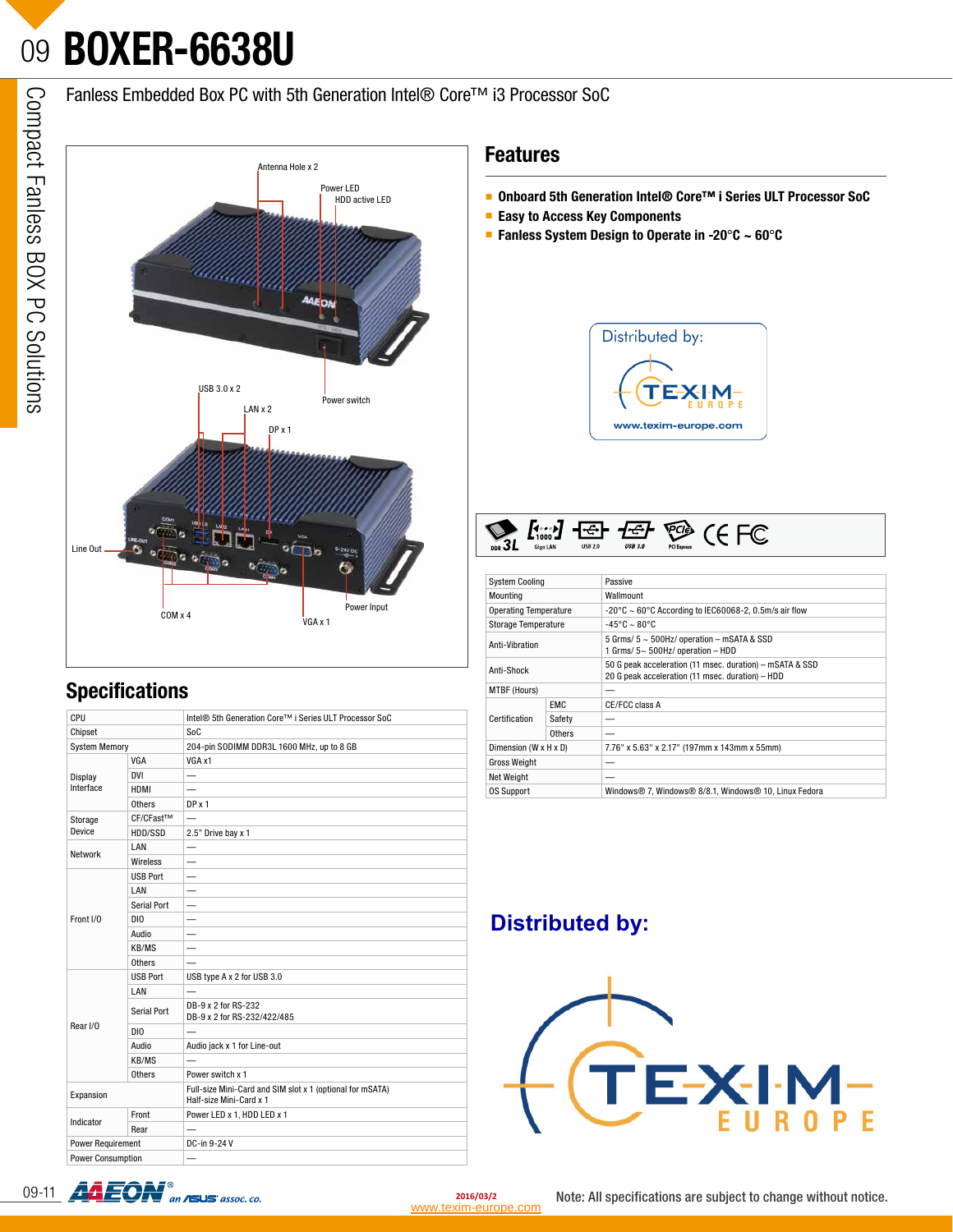# BOXER-6638U

Fanless Embedded Box PC with 5th Generation Intel® Core™ i3 Processor SoC

Antenna Hole x 2
Power LED
HDD active LED
Power switch
USB 3.0 x 2
LAN x 2
DP x 1
Line Out
COM x 4
VGA x 1
Power Input

## Features

- **Onboard 5th Generation Intel® Core™ i Series ULT Processor SoC**
- **Easy to Access Key Components**
- **Fanless System Design to Operate in -20°C ~ 60°C**

Distributed by:
TEXIM EUROPE
www.texim-europe.com

## Specifications

| | | |
|---|---|---|
| CPU | | Intel® 5th Generation Core™ i Series ULT Processor SoC |
| Chipset | | SoC |
| System Memory | | 204-pin SODIMM DDR3L 1600 MHz, up to 8 GB |
| Display Interface | VGA | VGA x1 |
| | DVI | — |
| | HDMI | — |
| | Others | DP x 1 |
| Storage Device | CF/CFast™ | — |
| | HDD/SSD | 2.5" Drive bay x 1 |
| Network | LAN | — |
| | Wireless | — |
| Front I/O | USB Port | — |
| | LAN | — |
| | Serial Port | — |
| | DIO | — |
| | Audio | — |
| | KB/MS | — |
| | Others | — |
| Rear I/O | USB Port | USB type A x 2 for USB 3.0 |
| | LAN | — |
| | Serial Port | DB-9 x 2 for RS-232<br>DB-9 x 2 for RS-232/422/485 |
| | DIO | — |
| | Audio | Audio jack x 1 for Line-out |
| | KB/MS | — |
| | Others | Power switch x 1 |
| Expansion | | Full-size Mini-Card and SIM slot x 1 (optional for mSATA)<br>Half-size Mini-Card x 1 |
| Indicator | Front | Power LED x 1, HDD LED x 1 |
| | Rear | — |
| Power Requirement | | DC-in 9-24 V |
| Power Consumption | | — |

| | | |
|---|---|---|
| System Cooling | | Passive |
| Mounting | | Wallmount |
| Operating Temperature | | -20°C ~ 60°C According to IEC60068-2, 0.5m/s air flow |
| Storage Temperature | | -45°C ~ 80°C |
| Anti-Vibration | | 5 Grms/ 5 ~ 500Hz/ operation – mSATA & SSD<br>1 Grms/ 5~ 500Hz/ operation – HDD |
| Anti-Shock | | 50 G peak acceleration (11 msec. duration) – mSATA & SSD<br>20 G peak acceleration (11 msec. duration) – HDD |
| MTBF (Hours) | | — |
| Certification | EMC | CE/FCC class A |
| | Safety | — |
| | Others | — |
| Dimension (W x H x D) | | 7.76" x 5.63" x 2.17" (197mm x 143mm x 55mm) |
| Gross Weight | | — |
| Net Weight | | — |
| OS Support | | Windows® 7, Windows® 8/8.1, Windows® 10, Linux Fedora |

**Distributed by:**

TEXIM EUROPE

2016/03/2
www.texim-europe.com

Note: All specifications are subject to change without notice.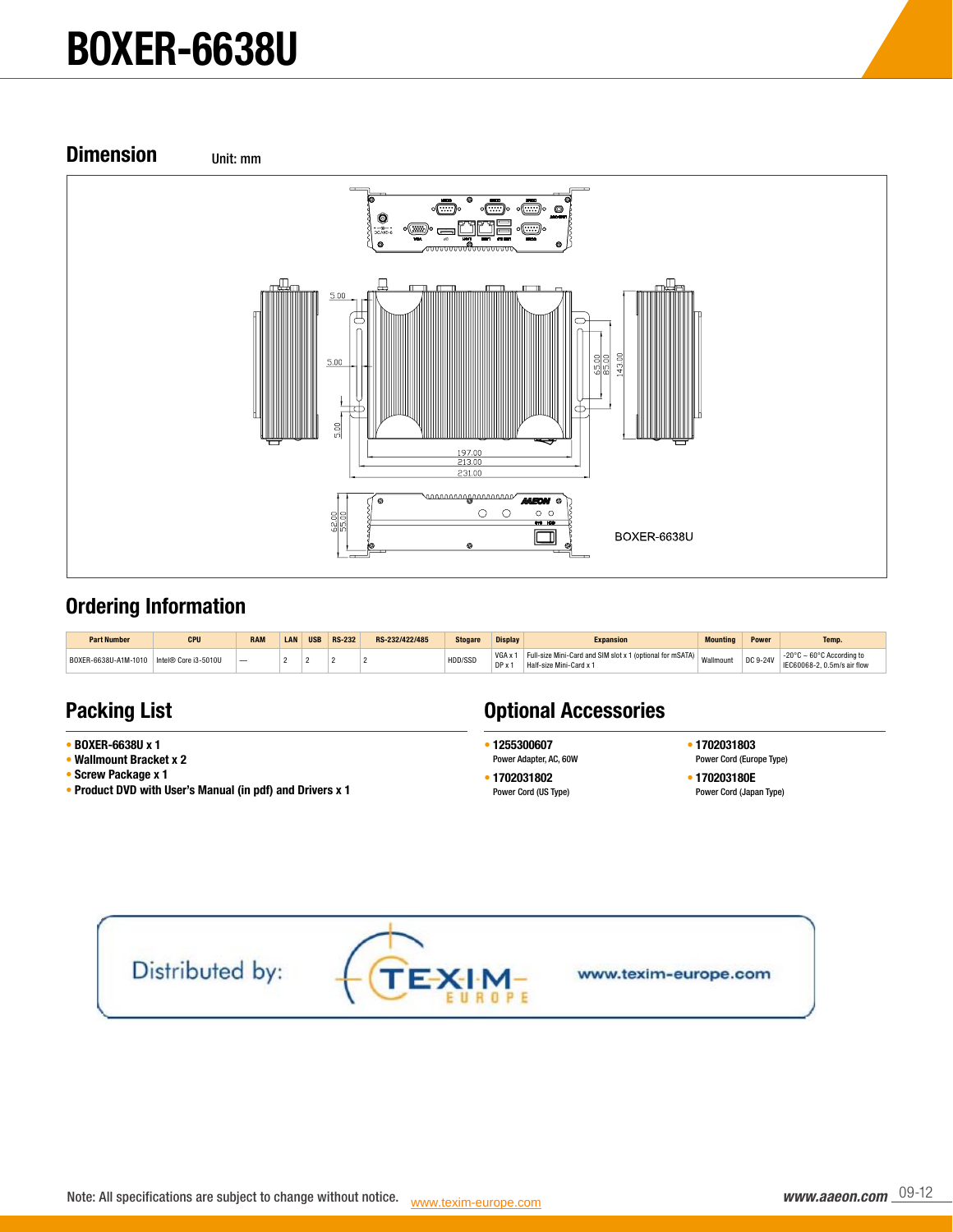# BOXER-6638U

## Dimension

Unit: mm

5.00
5.00
5.00
65.00
85.00
143.00
197.00
213.00
231.00
62.00
55.00
BOXER-6638U

## Ordering Information

| Part Number | CPU | RAM | LAN | USB | RS-232 | RS-232/422/485 | Stogare | Display | Expansion | Mounting | Power | Temp. |
|---|---|---|---|---|---|---|---|---|---|---|---|---|
| BOXER-6638U-A1M-1010 | Intel® Core i3-5010U | — | 2 | 2 | 2 | 2 | HDD/SSD | VGA x 1<br>DP x 1 | Full-size Mini-Card and SIM slot x 1 (optional for mSATA)<br>Half-size Mini-Card x 1 | Wallmount | DC 9-24V | -20°C ~ 60°C According to IEC60068-2, 0.5m/s air flow |

## Packing List

- **BOXER-6638U x 1**
- **Wallmount Bracket x 2**
- **Screw Package x 1**
- **Product DVD with User's Manual (in pdf) and Drivers x 1**

## Optional Accessories

- **1255300607**
  Power Adapter, AC, 60W
- **1702031802**
  Power Cord (US Type)
- **1702031803**
  Power Cord (Europe Type)
- **170203180E**
  Power Cord (Japan Type)

Distributed by: TEXIM EUROPE www.texim-europe.com

Note: All specifications are subject to change without notice. www.texim-europe.com

*www.aaeon.com*